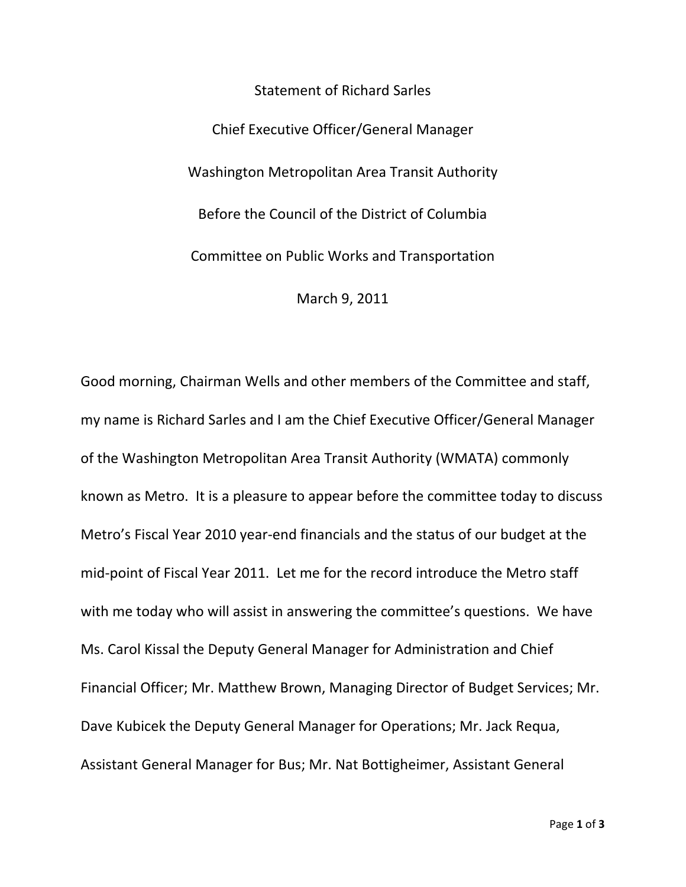Statement of Richard Sarles

Chief Executive Officer/General Manager

Washington Metropolitan Area Transit Authority

Before the Council of the District of Columbia

Committee on Public Works and Transportation

March 9, 2011

Good morning, Chairman Wells and other members of the Committee and staff, my name is Richard Sarles and I am the Chief Executive Officer/General Manager of the Washington Metropolitan Area Transit Authority (WMATA) commonly known as Metro. It is a pleasure to appear before the committee today to discuss Metro's Fiscal Year 2010 year-end financials and the status of our budget at the mid-point of Fiscal Year 2011. Let me for the record introduce the Metro staff with me today who will assist in answering the committee's questions. We have Ms. Carol Kissal the Deputy General Manager for Administration and Chief Financial Officer; Mr. Matthew Brown, Managing Director of Budget Services; Mr. Dave Kubicek the Deputy General Manager for Operations; Mr. Jack Requa, Assistant General Manager for Bus; Mr. Nat Bottigheimer, Assistant General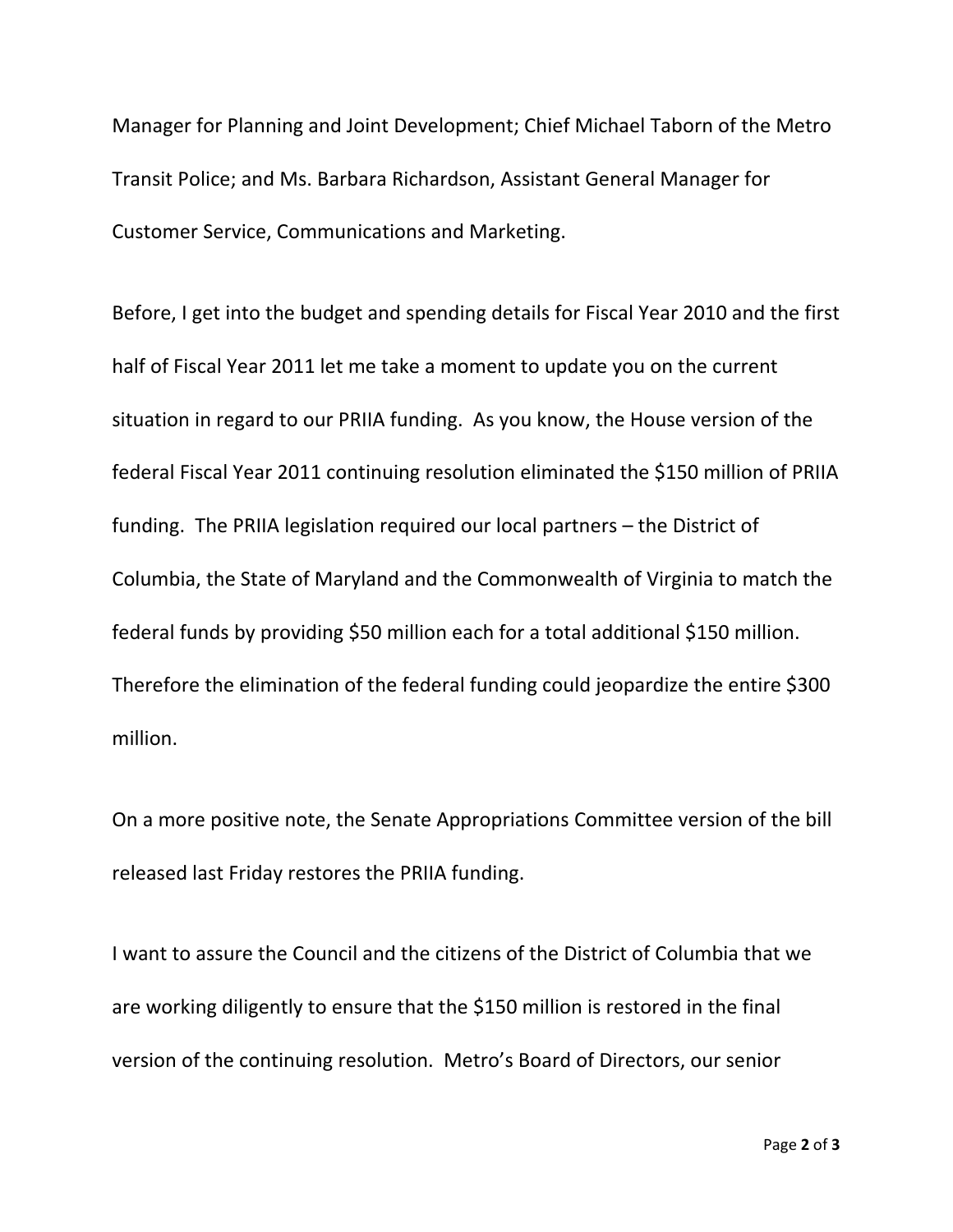Manager for Planning and Joint Development; Chief Michael Taborn of the Metro Transit Police; and Ms. Barbara Richardson, Assistant General Manager for Customer Service, Communications and Marketing.

Before, I get into the budget and spending details for Fiscal Year 2010 and the first half of Fiscal Year 2011 let me take a moment to update you on the current situation in regard to our PRIIA funding. As you know, the House version of the federal Fiscal Year 2011 continuing resolution eliminated the $150 million of PRIIA funding. The PRIIA legislation required our local partners – the District of Columbia, the State of Maryland and the Commonwealth of Virginia to match the federal funds by providing $50 million each for a total additional $150 million. Therefore the elimination of the federal funding could jeopardize the entire $300 million.

On a more positive note, the Senate Appropriations Committee version of the bill released last Friday restores the PRIIA funding.

I want to assure the Council and the citizens of the District of Columbia that we are working diligently to ensure that the $150 million is restored in the final version of the continuing resolution. Metro's Board of Directors, our senior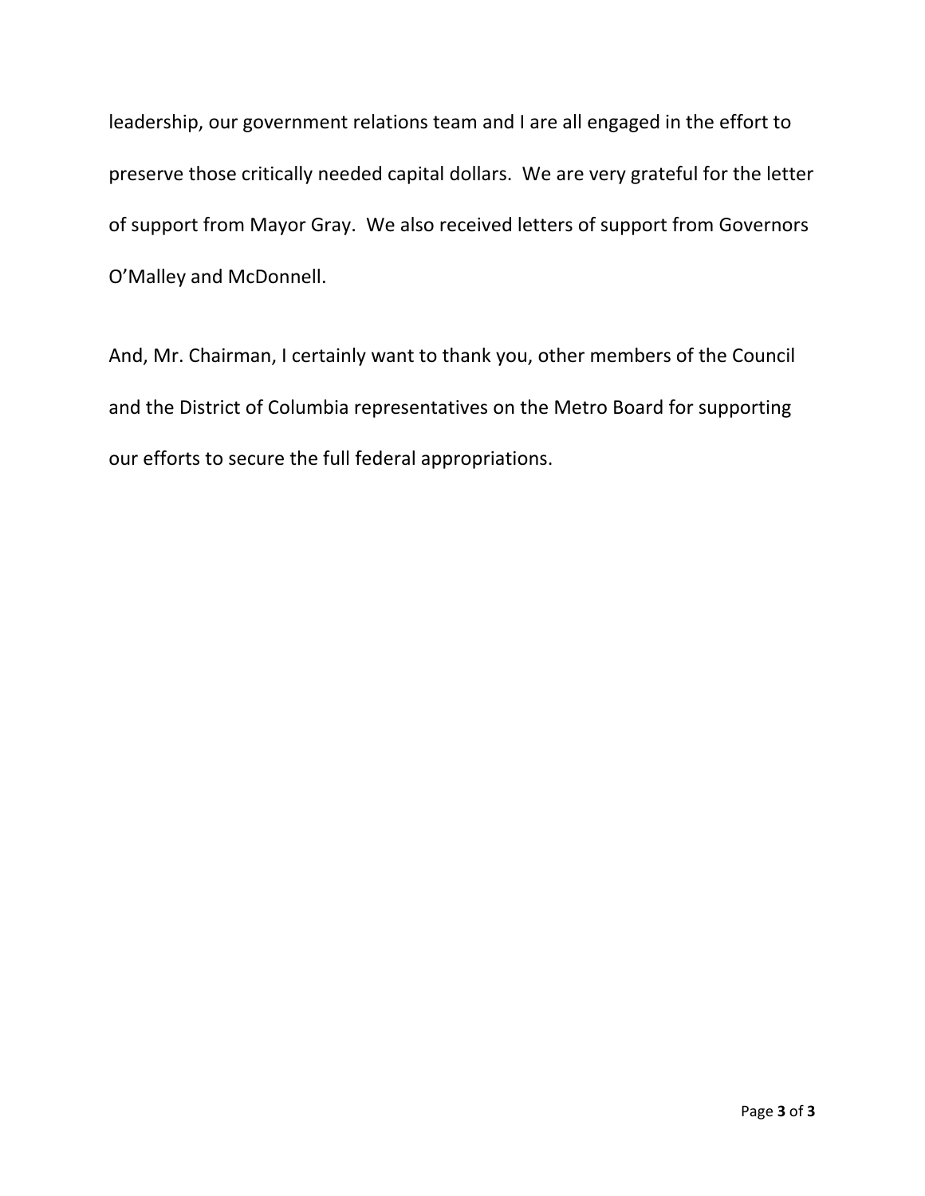leadership, our government relations team and I are all engaged in the effort to preserve those critically needed capital dollars. We are very grateful for the letter of support from Mayor Gray. We also received letters of support from Governors O'Malley and McDonnell.

And, Mr. Chairman, I certainly want to thank you, other members of the Council and the District of Columbia representatives on the Metro Board for supporting our efforts to secure the full federal appropriations.